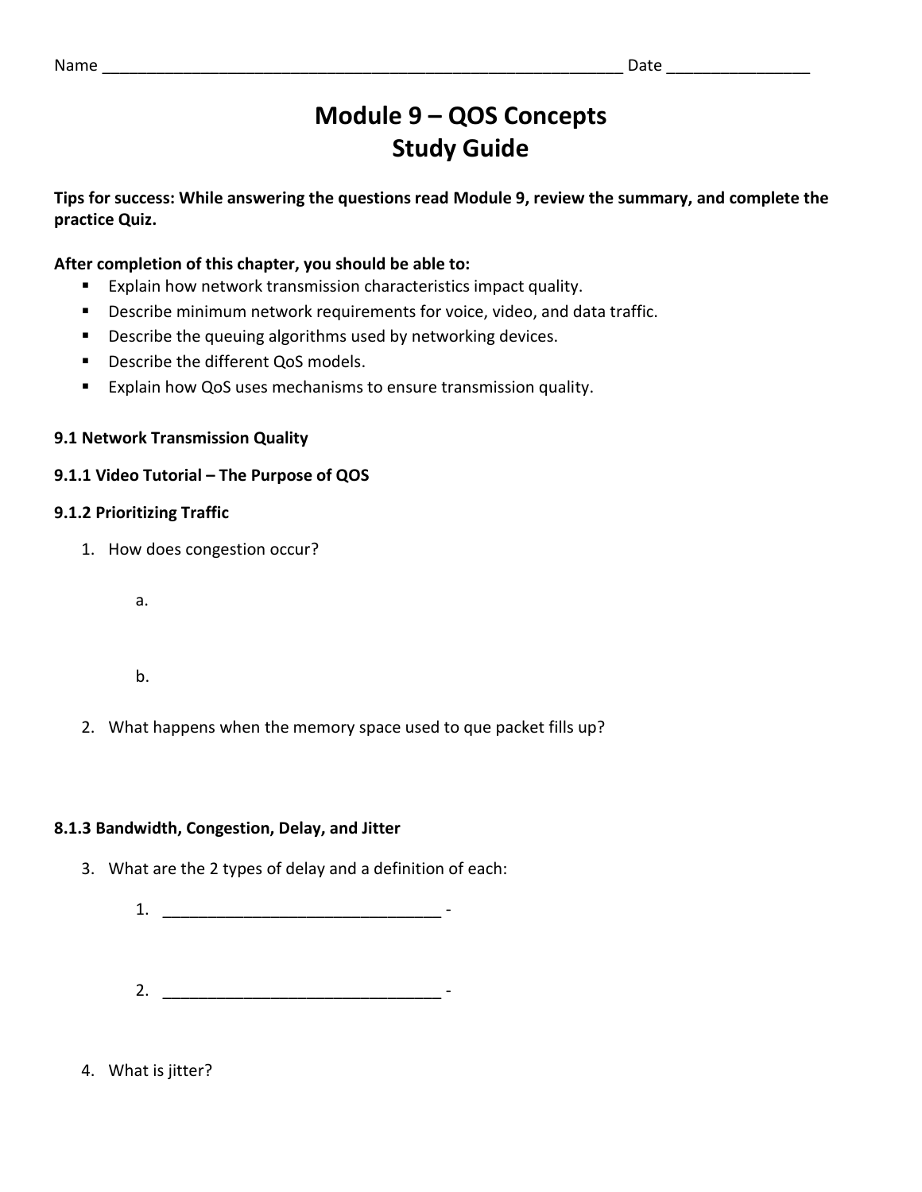Name ____________________________________________________________ Date ________________

# Module 9 – QOS Concepts
# Study Guide

**Tips for success: While answering the questions read Module 9, review the summary, and complete the practice Quiz.**

**After completion of this chapter, you should be able to:**

- Explain how network transmission characteristics impact quality.
- Describe minimum network requirements for voice, video, and data traffic.
- Describe the queuing algorithms used by networking devices.
- Describe the different QoS models.
- Explain how QoS uses mechanisms to ensure transmission quality.

**9.1 Network Transmission Quality**

**9.1.1 Video Tutorial – The Purpose of QOS**

**9.1.2 Prioritizing Traffic**

1. How does congestion occur?

   a.

   b.

2. What happens when the memory space used to que packet fills up?

**8.1.3 Bandwidth, Congestion, Delay, and Jitter**

3. What are the 2 types of delay and a definition of each:

   1. _______________________________ -

   2. _______________________________ -

4. What is jitter?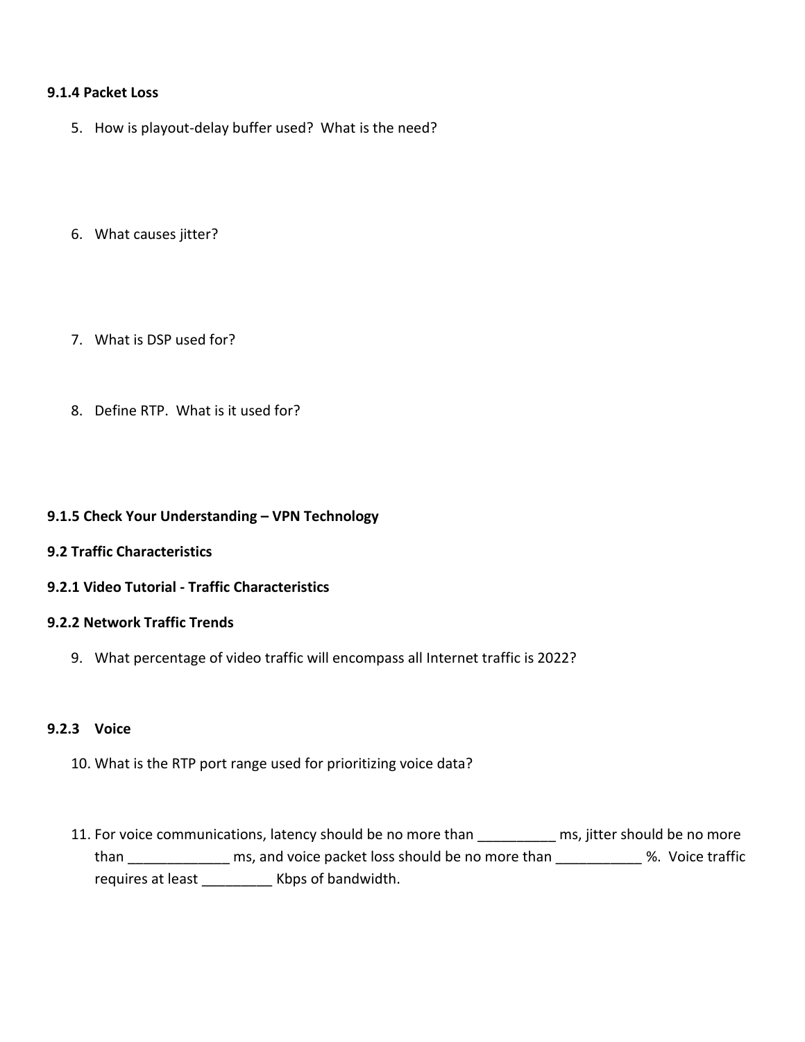**9.1.4 Packet Loss**

5. How is playout-delay buffer used? What is the need?

6. What causes jitter?

7. What is DSP used for?

8. Define RTP. What is it used for?

**9.1.5 Check Your Understanding – VPN Technology**

**9.2 Traffic Characteristics**

**9.2.1 Video Tutorial - Traffic Characteristics**

**9.2.2 Network Traffic Trends**

9. What percentage of video traffic will encompass all Internet traffic is 2022?

**9.2.3 Voice**

10. What is the RTP port range used for prioritizing voice data?

11. For voice communications, latency should be no more than __________ ms, jitter should be no more than _____________ ms, and voice packet loss should be no more than ___________ %. Voice traffic requires at least _________ Kbps of bandwidth.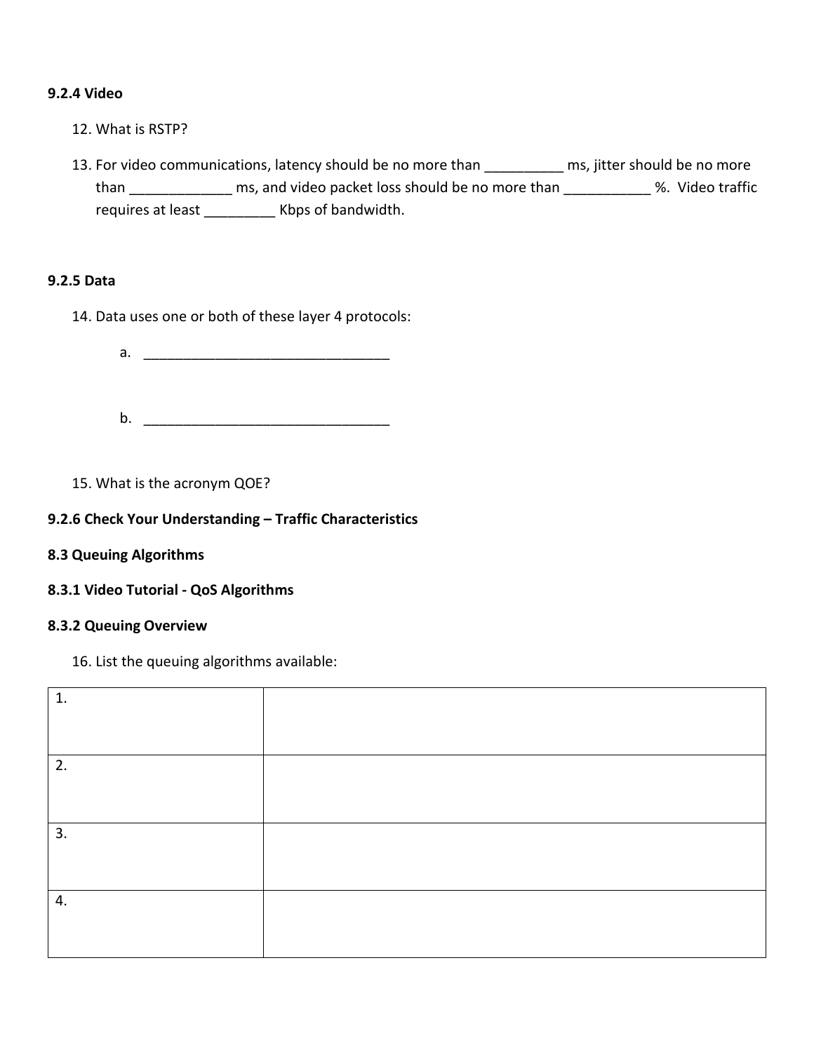**9.2.4 Video**

12. What is RSTP?

13. For video communications, latency should be no more than __________ ms, jitter should be no more than _____________ ms, and video packet loss should be no more than ___________ %.  Video traffic requires at least _________ Kbps of bandwidth.

**9.2.5 Data**

14. Data uses one or both of these layer 4 protocols:

    a. ________________________________

    b. ________________________________

15. What is the acronym QOE?

**9.2.6 Check Your Understanding – Traffic Characteristics**

**8.3 Queuing Algorithms**

**8.3.1 Video Tutorial - QoS Algorithms**

**8.3.2 Queuing Overview**

16. List the queuing algorithms available:

| | |
|---|---|
| 1. | |
| 2. | |
| 3. | |
| 4. | |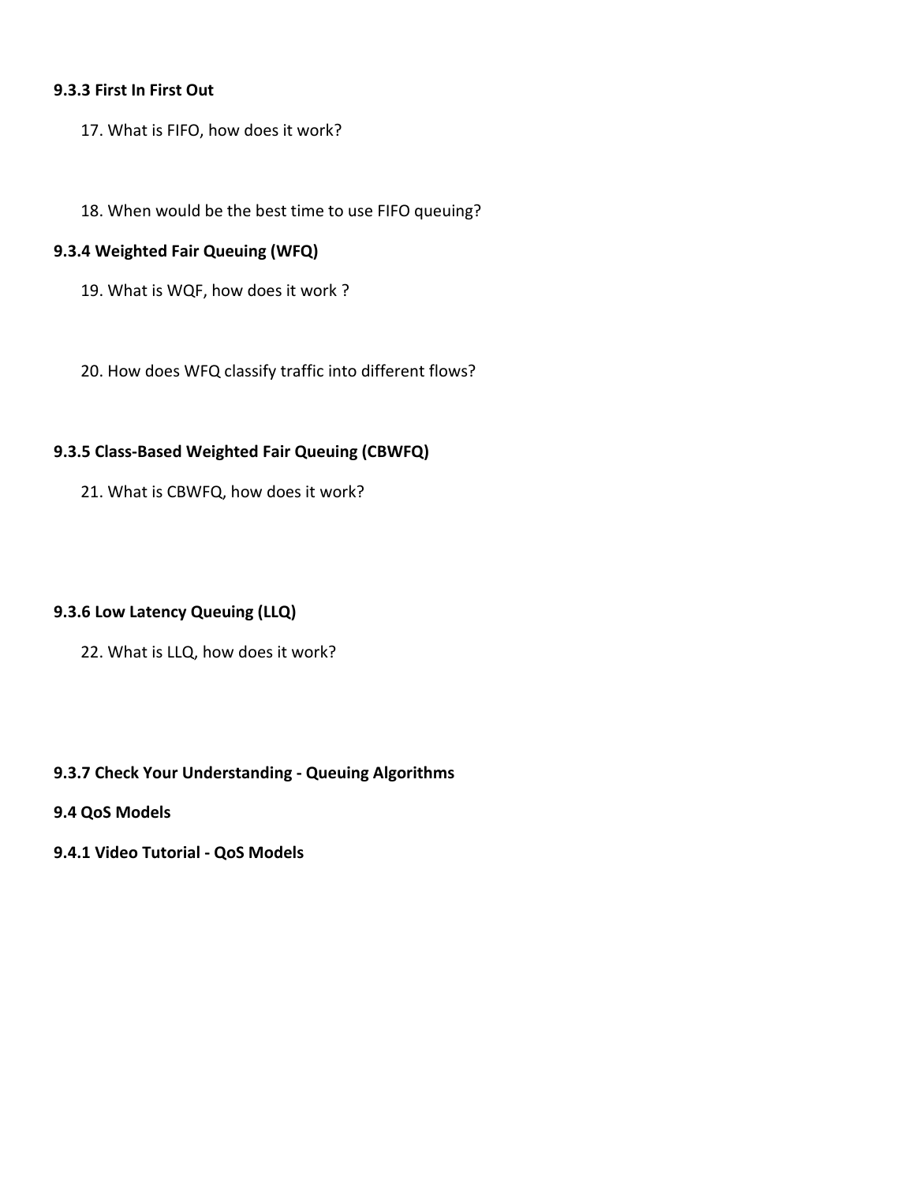### 9.3.3 First In First Out

17. What is FIFO, how does it work?

18. When would be the best time to use FIFO queuing?

### 9.3.4 Weighted Fair Queuing (WFQ)

19. What is WQF, how does it work ?

20. How does WFQ classify traffic into different flows?

### 9.3.5 Class-Based Weighted Fair Queuing (CBWFQ)

21. What is CBWFQ, how does it work?

### 9.3.6 Low Latency Queuing (LLQ)

22. What is LLQ, how does it work?

### 9.3.7 Check Your Understanding - Queuing Algorithms

### 9.4 QoS Models

### 9.4.1 Video Tutorial - QoS Models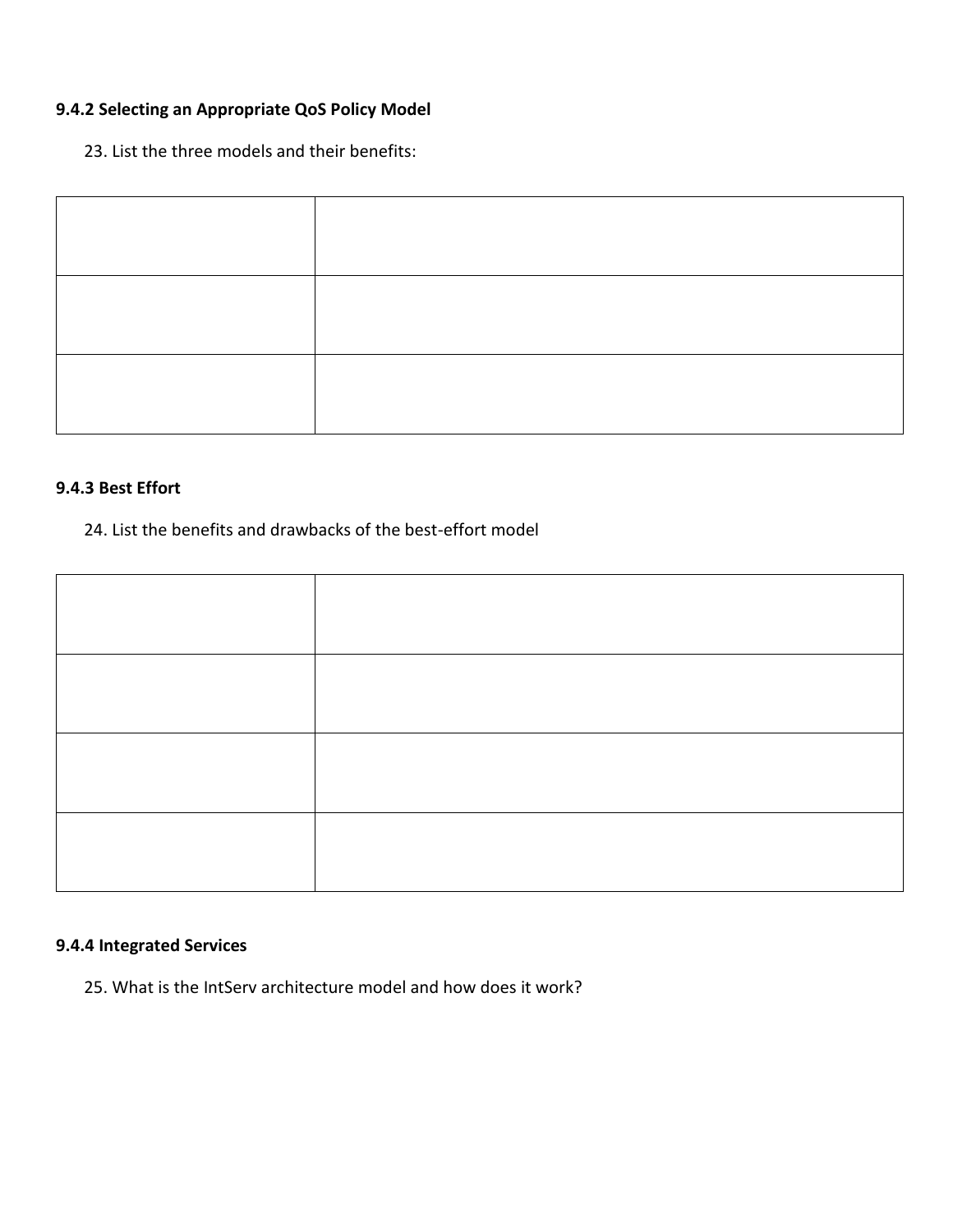**9.4.2 Selecting an Appropriate QoS Policy Model**

23. List the three models and their benefits:

| | |
|---|---|
| | |
| | |
| | |

**9.4.3 Best Effort**

24. List the benefits and drawbacks of the best-effort model

| | |
|---|---|
| | |
| | |
| | |
| | |

**9.4.4 Integrated Services**

25. What is the IntServ architecture model and how does it work?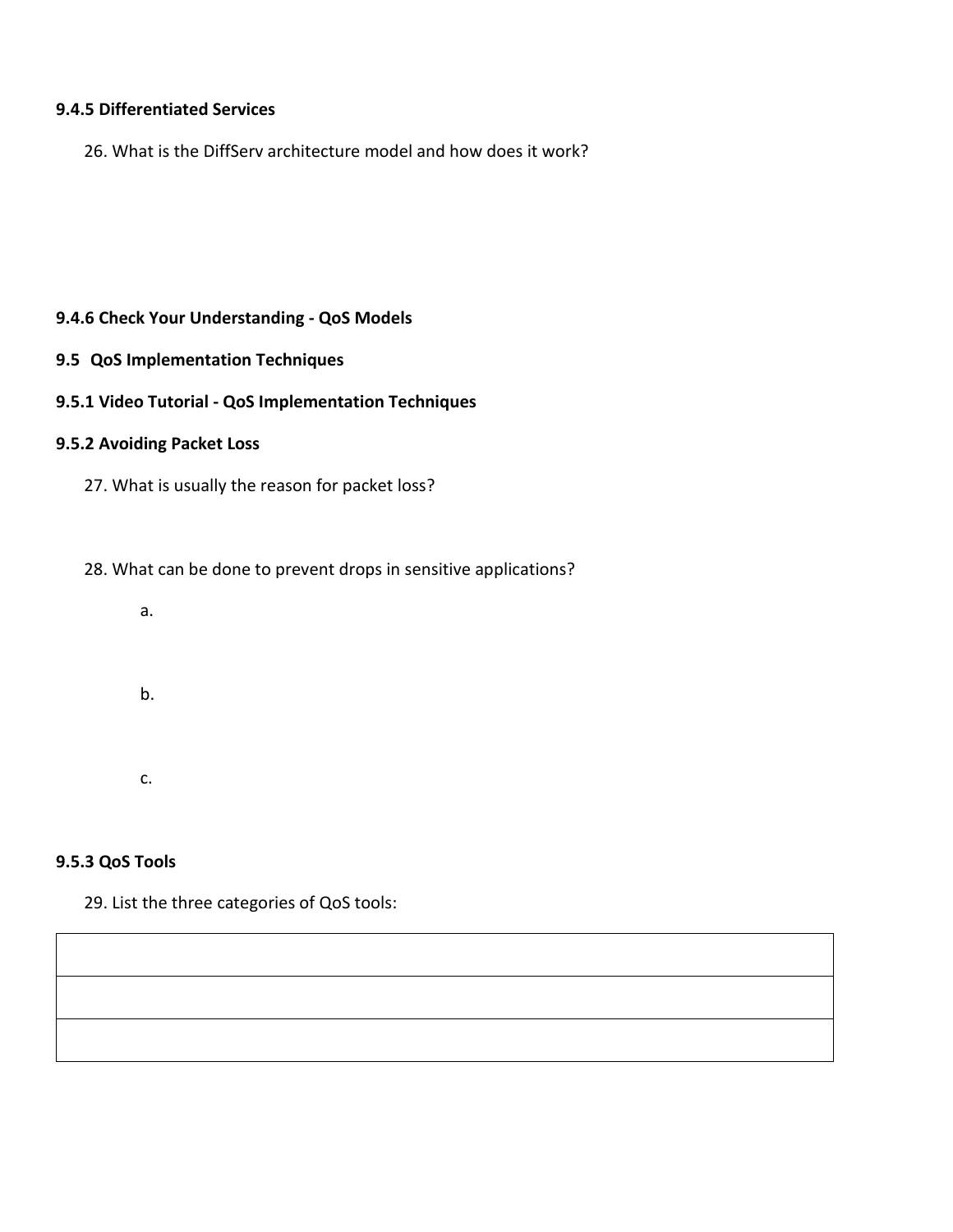**9.4.5 Differentiated Services**

26. What is the DiffServ architecture model and how does it work?

**9.4.6 Check Your Understanding - QoS Models**

**9.5 QoS Implementation Techniques**

**9.5.1 Video Tutorial - QoS Implementation Techniques**

**9.5.2 Avoiding Packet Loss**

27. What is usually the reason for packet loss?

28. What can be done to prevent drops in sensitive applications?

a.

b.

c.

**9.5.3 QoS Tools**

29. List the three categories of QoS tools:

| |
|---|
| |
| |
| |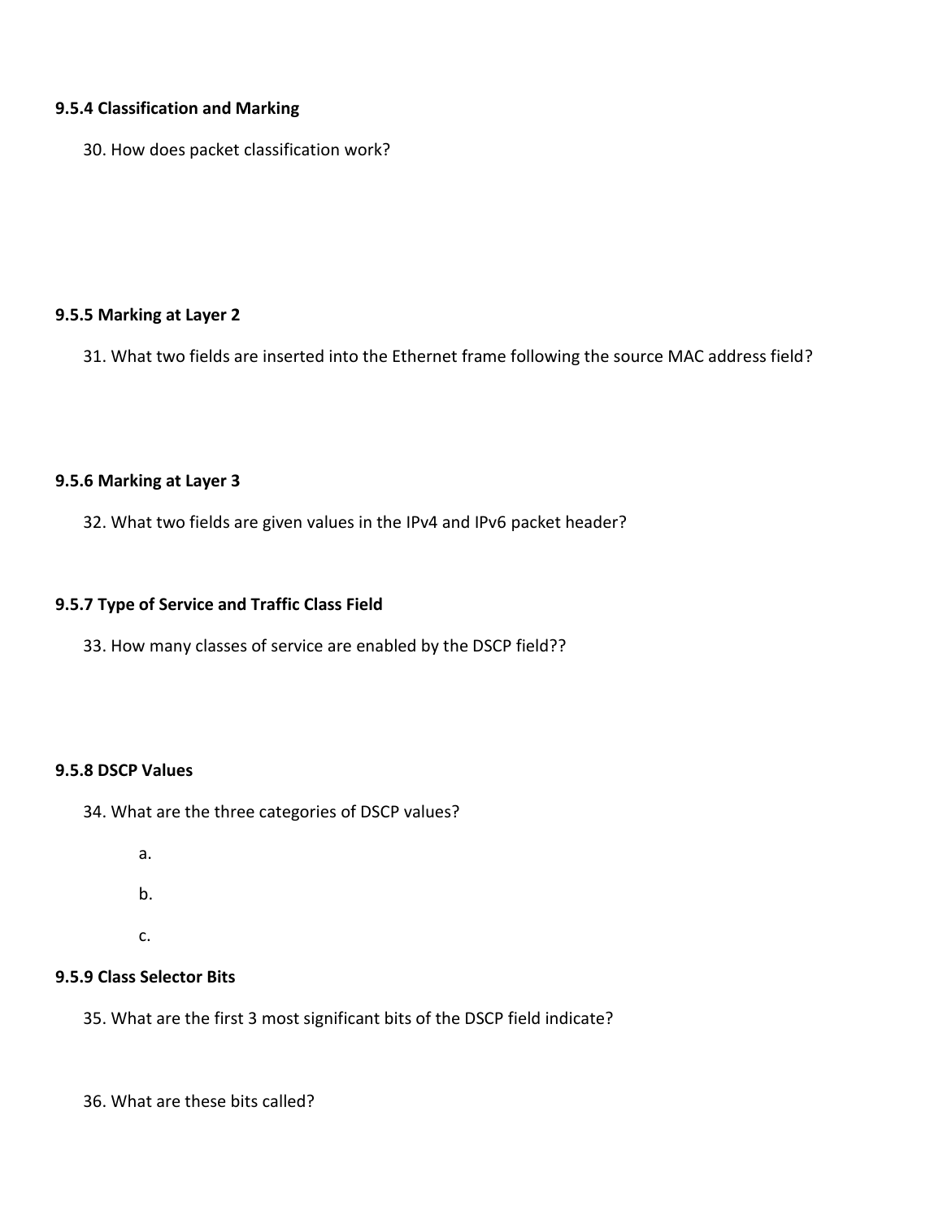**9.5.4 Classification and Marking**

30. How does packet classification work?

**9.5.5 Marking at Layer 2**

31. What two fields are inserted into the Ethernet frame following the source MAC address field?

**9.5.6 Marking at Layer 3**

32. What two fields are given values in the IPv4 and IPv6 packet header?

**9.5.7 Type of Service and Traffic Class Field**

33. How many classes of service are enabled by the DSCP field??

**9.5.8 DSCP Values**

34. What are the three categories of DSCP values?

   a.

   b.

   c.

**9.5.9 Class Selector Bits**

35. What are the first 3 most significant bits of the DSCP field indicate?

36. What are these bits called?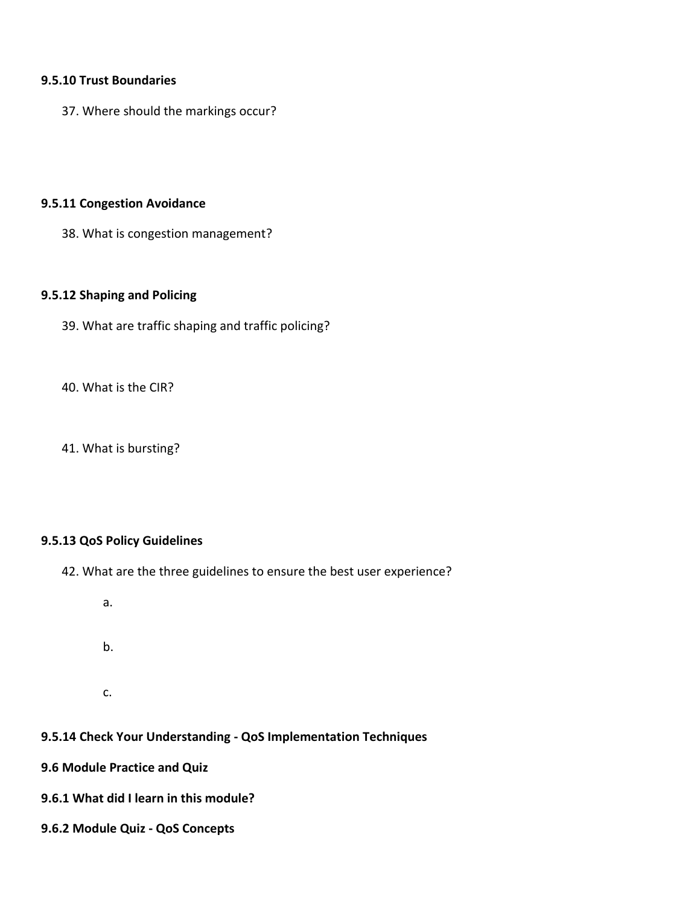**9.5.10 Trust Boundaries**

37. Where should the markings occur?

**9.5.11 Congestion Avoidance**

38. What is congestion management?

**9.5.12 Shaping and Policing**

39. What are traffic shaping and traffic policing?

40. What is the CIR?

41. What is bursting?

**9.5.13 QoS Policy Guidelines**

42. What are the three guidelines to ensure the best user experience?

   a.

   b.

   c.

**9.5.14 Check Your Understanding - QoS Implementation Techniques**

**9.6 Module Practice and Quiz**

**9.6.1 What did I learn in this module?**

**9.6.2 Module Quiz - QoS Concepts**